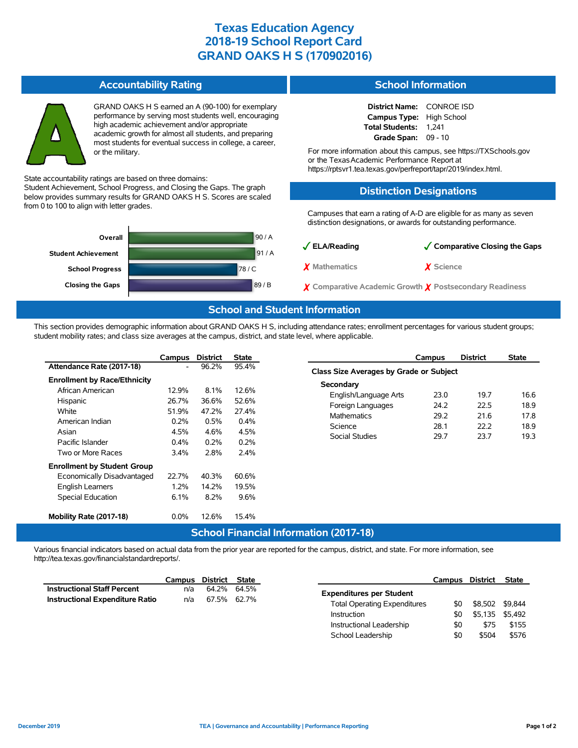# Texas Education Agency
# 2018-19 School Report Card
# GRAND OAKS H S (170902016)

## Accountability Rating

GRAND OAKS H S earned an A (90-100) for exemplary performance by serving most students well, encouraging high academic achievement and/or appropriate academic growth for almost all students, and preparing most students for eventual success in college, a career, or the military.

State accountability ratings are based on three domains: Student Achievement, School Progress, and Closing the Gaps. The graph below provides summary results for GRAND OAKS H S. Scores are scaled from 0 to 100 to align with letter grades.

| Domain | Score / Grade |
|---|---|
| Overall | 90 / A |
| Student Achievement | 91 / A |
| School Progress | 78 / C |
| Closing the Gaps | 89 / B |

## School Information

**District Name:** CONROE ISD
**Campus Type:** High School
**Total Students:** 1,241
**Grade Span:** 09 - 10

For more information about this campus, see https://TXSchools.gov or the Texas Academic Performance Report at https://rptsvr1.tea.texas.gov/perfreport/tapr/2019/index.html.

## Distinction Designations

Campuses that earn a rating of A-D are eligible for as many as seven distinction designations, or awards for outstanding performance.

- ✓ **ELA/Reading**
- ✓ **Comparative Closing the Gaps**
- ✗ Mathematics
- ✗ Science
- ✗ Comparative Academic Growth
- ✗ Postsecondary Readiness

## School and Student Information

This section provides demographic information about GRAND OAKS H S, including attendance rates; enrollment percentages for various student groups; student mobility rates; and class size averages at the campus, district, and state level, where applicable.

| | Campus | District | State |
|---|---|---|---|
| **Attendance Rate (2017-18)** | - | 96.2% | 95.4% |
| **Enrollment by Race/Ethnicity** | | | |
| African American | 12.9% | 8.1% | 12.6% |
| Hispanic | 26.7% | 36.6% | 52.6% |
| White | 51.9% | 47.2% | 27.4% |
| American Indian | 0.2% | 0.5% | 0.4% |
| Asian | 4.5% | 4.6% | 4.5% |
| Pacific Islander | 0.4% | 0.2% | 0.2% |
| Two or More Races | 3.4% | 2.8% | 2.4% |
| **Enrollment by Student Group** | | | |
| Economically Disadvantaged | 22.7% | 40.3% | 60.6% |
| English Learners | 1.2% | 14.2% | 19.5% |
| Special Education | 6.1% | 8.2% | 9.6% |
| **Mobility Rate (2017-18)** | 0.0% | 12.6% | 15.4% |

| | Campus | District | State |
|---|---|---|---|
| **Class Size Averages by Grade or Subject** | | | |
| **Secondary** | | | |
| English/Language Arts | 23.0 | 19.7 | 16.6 |
| Foreign Languages | 24.2 | 22.5 | 18.9 |
| Mathematics | 29.2 | 21.6 | 17.8 |
| Science | 28.1 | 22.2 | 18.9 |
| Social Studies | 29.7 | 23.7 | 19.3 |

## School Financial Information (2017-18)

Various financial indicators based on actual data from the prior year are reported for the campus, district, and state. For more information, see http://tea.texas.gov/financialstandardreports/.

| | Campus | District | State |
|---|---|---|---|
| **Instructional Staff Percent** | n/a | 64.2% | 64.5% |
| **Instructional Expenditure Ratio** | n/a | 67.5% | 62.7% |

| | Campus | District | State |
|---|---|---|---|
| **Expenditures per Student** | | | |
| Total Operating Expenditures | $0 | $8,502 | $9,844 |
| Instruction | $0 | $5,135 | $5,492 |
| Instructional Leadership | $0 | $75 | $155 |
| School Leadership | $0 | $504 | $576 |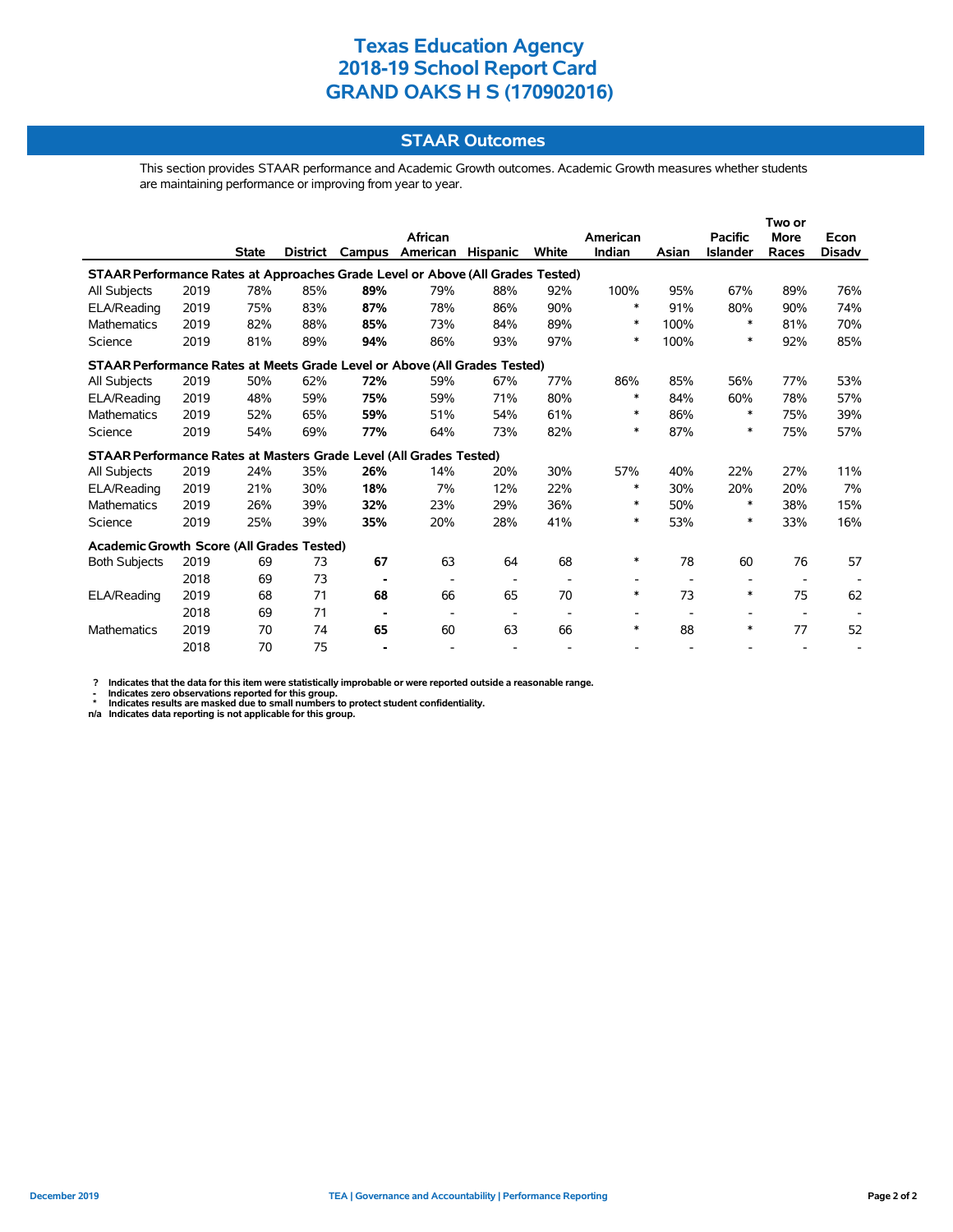# Texas Education Agency
# 2018-19 School Report Card
# GRAND OAKS H S (170902016)

## STAAR Outcomes

This section provides STAAR performance and Academic Growth outcomes. Academic Growth measures whether students are maintaining performance or improving from year to year.

| | | State | District | Campus | African American | Hispanic | White | American Indian | Asian | Pacific Islander | Two or More Races | Econ Disadv |
|---|---|---|---|---|---|---|---|---|---|---|---|---|
| **STAAR Performance Rates at Approaches Grade Level or Above (All Grades Tested)** | | | | | | | | | | | | |
| All Subjects | 2019 | 78% | 85% | **89%** | 79% | 88% | 92% | 100% | 95% | 67% | 89% | 76% |
| ELA/Reading | 2019 | 75% | 83% | **87%** | 78% | 86% | 90% | * | 91% | 80% | 90% | 74% |
| Mathematics | 2019 | 82% | 88% | **85%** | 73% | 84% | 89% | * | 100% | * | 81% | 70% |
| Science | 2019 | 81% | 89% | **94%** | 86% | 93% | 97% | * | 100% | * | 92% | 85% |
| **STAAR Performance Rates at Meets Grade Level or Above (All Grades Tested)** | | | | | | | | | | | | |
| All Subjects | 2019 | 50% | 62% | **72%** | 59% | 67% | 77% | 86% | 85% | 56% | 77% | 53% |
| ELA/Reading | 2019 | 48% | 59% | **75%** | 59% | 71% | 80% | * | 84% | 60% | 78% | 57% |
| Mathematics | 2019 | 52% | 65% | **59%** | 51% | 54% | 61% | * | 86% | * | 75% | 39% |
| Science | 2019 | 54% | 69% | **77%** | 64% | 73% | 82% | * | 87% | * | 75% | 57% |
| **STAAR Performance Rates at Masters Grade Level (All Grades Tested)** | | | | | | | | | | | | |
| All Subjects | 2019 | 24% | 35% | **26%** | 14% | 20% | 30% | 57% | 40% | 22% | 27% | 11% |
| ELA/Reading | 2019 | 21% | 30% | **18%** | 7% | 12% | 22% | * | 30% | 20% | 20% | 7% |
| Mathematics | 2019 | 26% | 39% | **32%** | 23% | 29% | 36% | * | 50% | * | 38% | 15% |
| Science | 2019 | 25% | 39% | **35%** | 20% | 28% | 41% | * | 53% | * | 33% | 16% |
| **Academic Growth Score (All Grades Tested)** | | | | | | | | | | | | |
| Both Subjects | 2019 | 69 | 73 | **67** | 63 | 64 | 68 | * | 78 | 60 | 76 | 57 |
| | 2018 | 69 | 73 | **-** | - | - | - | - | - | - | - | - |
| ELA/Reading | 2019 | 68 | 71 | **68** | 66 | 65 | 70 | * | 73 | * | 75 | 62 |
| | 2018 | 69 | 71 | **-** | - | - | - | - | - | - | - | - |
| Mathematics | 2019 | 70 | 74 | **65** | 60 | 63 | 66 | * | 88 | * | 77 | 52 |
| | 2018 | 70 | 75 | **-** | - | - | - | - | - | - | - | - |

? Indicates that the data for this item were statistically improbable or were reported outside a reasonable range.
- Indicates zero observations reported for this group.
* Indicates results are masked due to small numbers to protect student confidentiality.
n/a Indicates data reporting is not applicable for this group.